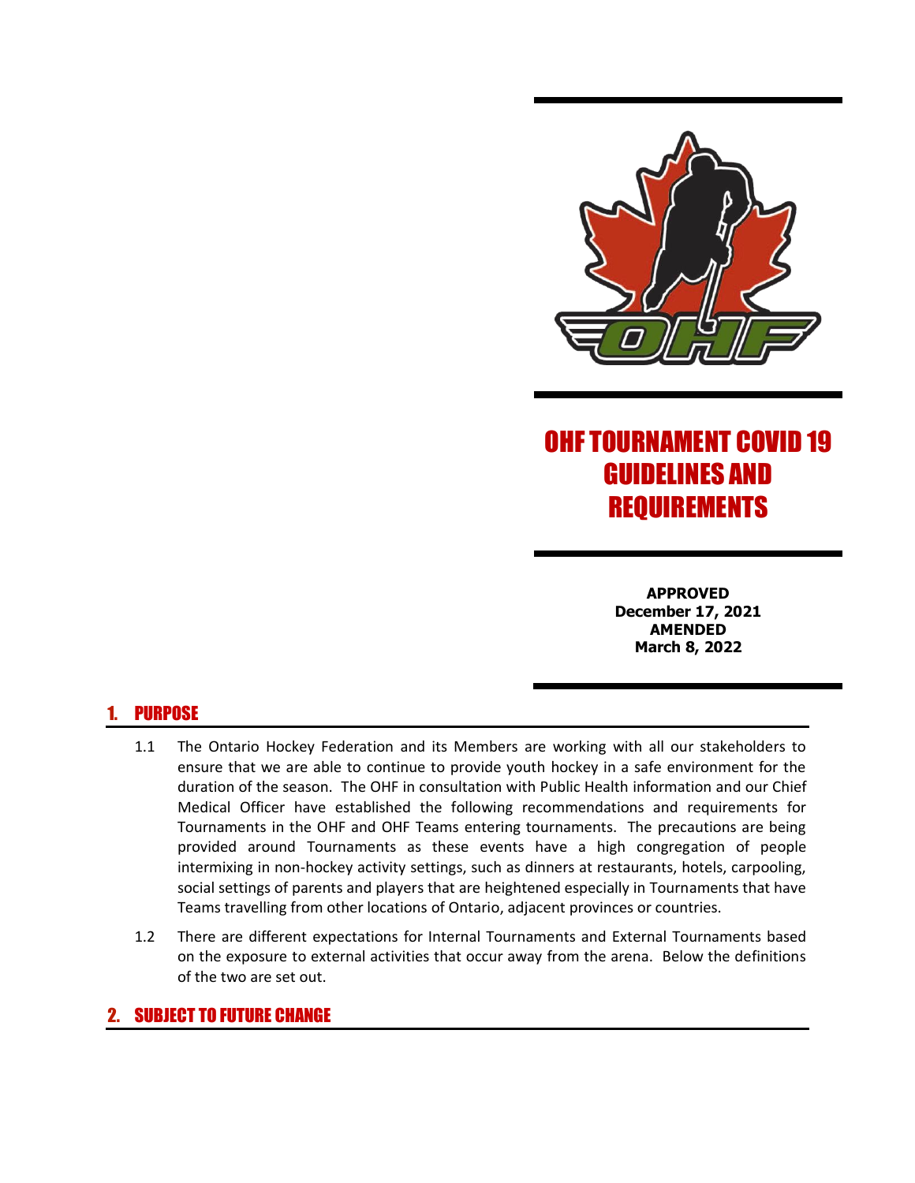# OHF TOURNAMENT COVID 19 GUIDELINES AND REQUIREMENTS

**APPROVED**
**December 17, 2021**
**AMENDED**
**March 8, 2022**

## 1. PURPOSE

1.1 The Ontario Hockey Federation and its Members are working with all our stakeholders to ensure that we are able to continue to provide youth hockey in a safe environment for the duration of the season. The OHF in consultation with Public Health information and our Chief Medical Officer have established the following recommendations and requirements for Tournaments in the OHF and OHF Teams entering tournaments. The precautions are being provided around Tournaments as these events have a high congregation of people intermixing in non-hockey activity settings, such as dinners at restaurants, hotels, carpooling, social settings of parents and players that are heightened especially in Tournaments that have Teams travelling from other locations of Ontario, adjacent provinces or countries.

1.2 There are different expectations for Internal Tournaments and External Tournaments based on the exposure to external activities that occur away from the arena. Below the definitions of the two are set out.

## 2. SUBJECT TO FUTURE CHANGE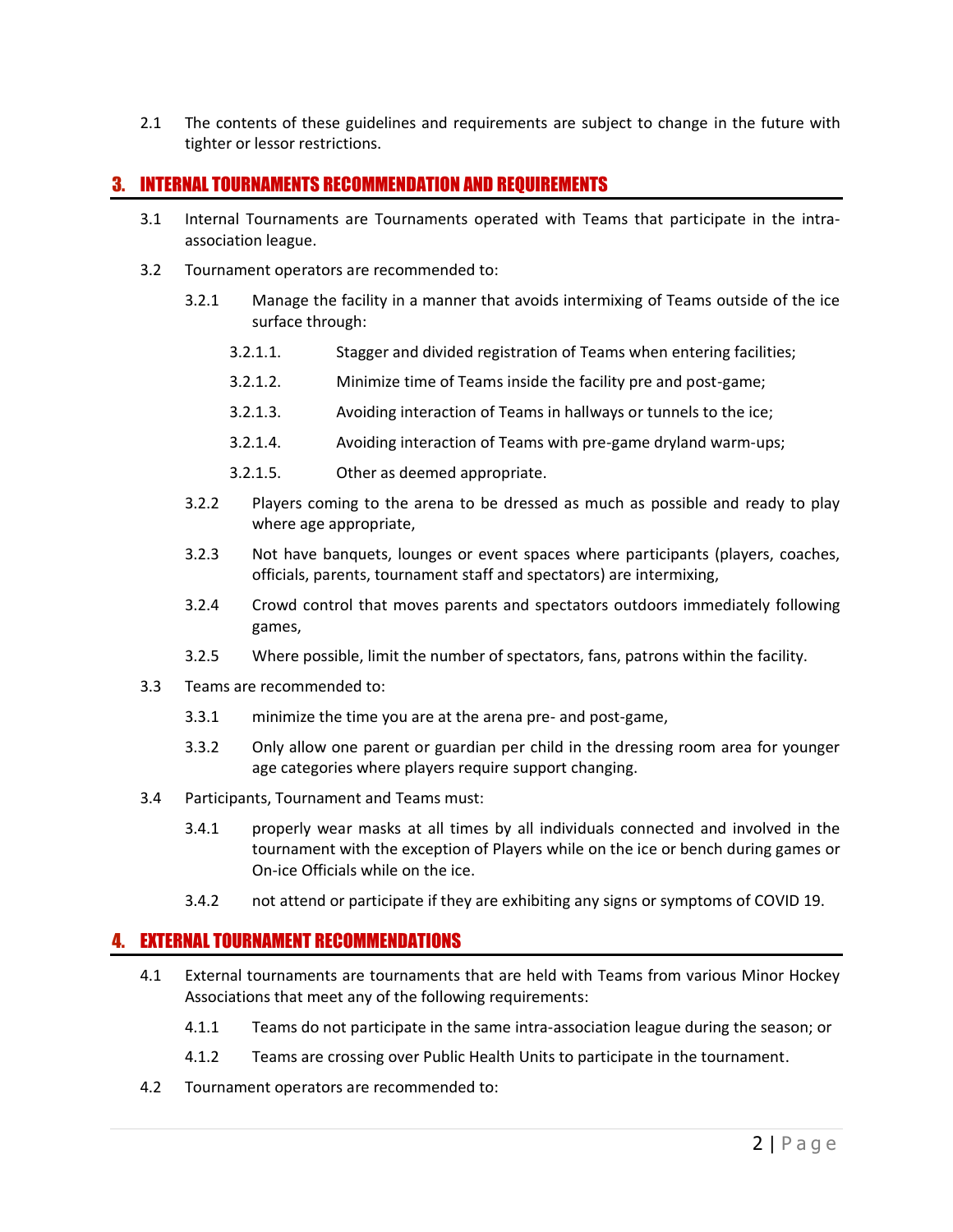2.1 The contents of these guidelines and requirements are subject to change in the future with tighter or lessor restrictions.

## 3. INTERNAL TOURNAMENTS RECOMMENDATION AND REQUIREMENTS

3.1 Internal Tournaments are Tournaments operated with Teams that participate in the intra-association league.

3.2 Tournament operators are recommended to:

- 3.2.1 Manage the facility in a manner that avoids intermixing of Teams outside of the ice surface through:
  - 3.2.1.1. Stagger and divided registration of Teams when entering facilities;
  - 3.2.1.2. Minimize time of Teams inside the facility pre and post-game;
  - 3.2.1.3. Avoiding interaction of Teams in hallways or tunnels to the ice;
  - 3.2.1.4. Avoiding interaction of Teams with pre-game dryland warm-ups;
  - 3.2.1.5. Other as deemed appropriate.
- 3.2.2 Players coming to the arena to be dressed as much as possible and ready to play where age appropriate,
- 3.2.3 Not have banquets, lounges or event spaces where participants (players, coaches, officials, parents, tournament staff and spectators) are intermixing,
- 3.2.4 Crowd control that moves parents and spectators outdoors immediately following games,
- 3.2.5 Where possible, limit the number of spectators, fans, patrons within the facility.

3.3 Teams are recommended to:

- 3.3.1 minimize the time you are at the arena pre- and post-game,
- 3.3.2 Only allow one parent or guardian per child in the dressing room area for younger age categories where players require support changing.

3.4 Participants, Tournament and Teams must:

- 3.4.1 properly wear masks at all times by all individuals connected and involved in the tournament with the exception of Players while on the ice or bench during games or On-ice Officials while on the ice.
- 3.4.2 not attend or participate if they are exhibiting any signs or symptoms of COVID 19.

## 4. EXTERNAL TOURNAMENT RECOMMENDATIONS

4.1 External tournaments are tournaments that are held with Teams from various Minor Hockey Associations that meet any of the following requirements:

- 4.1.1 Teams do not participate in the same intra-association league during the season; or
- 4.1.2 Teams are crossing over Public Health Units to participate in the tournament.

4.2 Tournament operators are recommended to: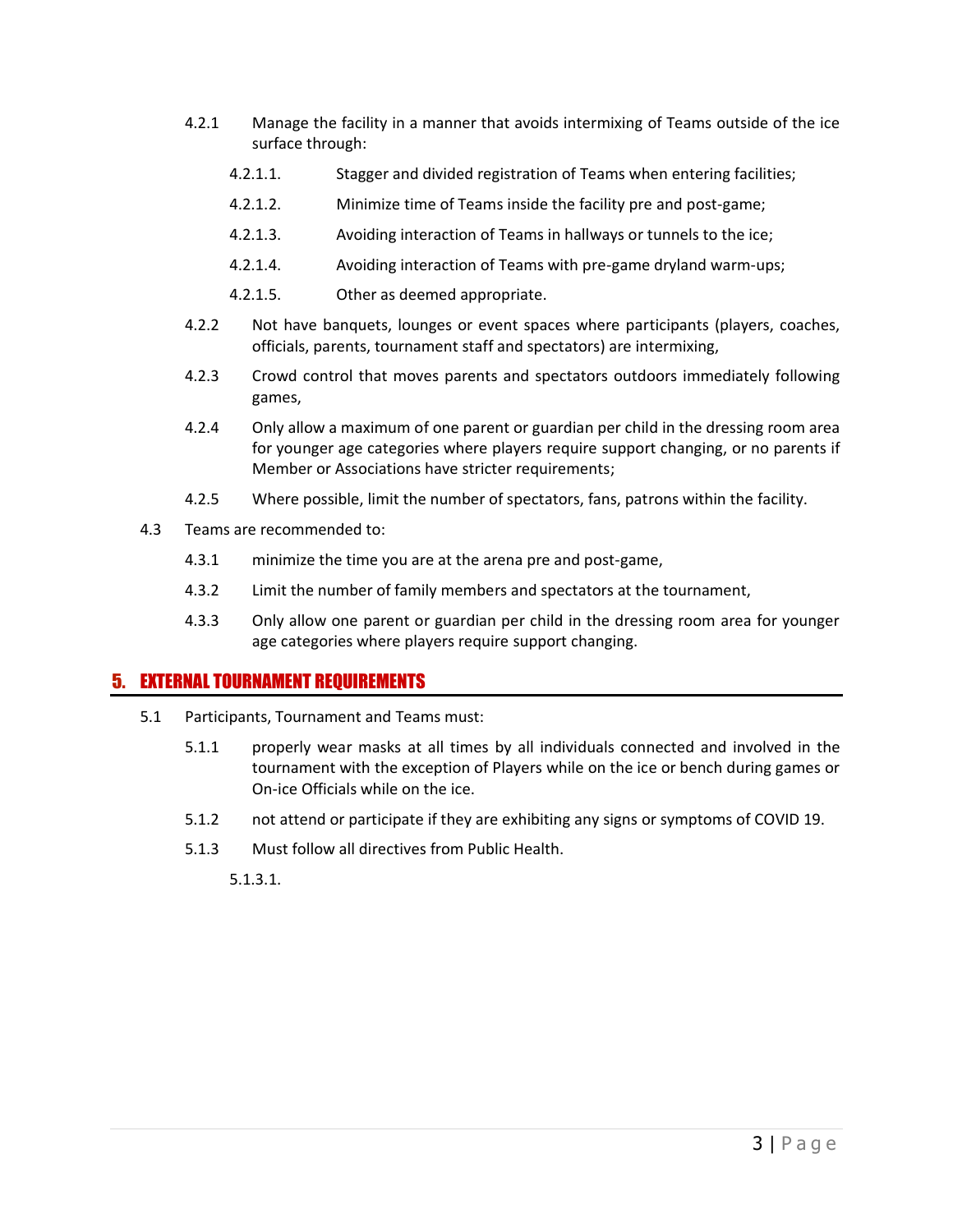- 4.2.1 Manage the facility in a manner that avoids intermixing of Teams outside of the ice surface through:
  - 4.2.1.1. Stagger and divided registration of Teams when entering facilities;
  - 4.2.1.2. Minimize time of Teams inside the facility pre and post-game;
  - 4.2.1.3. Avoiding interaction of Teams in hallways or tunnels to the ice;
  - 4.2.1.4. Avoiding interaction of Teams with pre-game dryland warm-ups;
  - 4.2.1.5. Other as deemed appropriate.
- 4.2.2 Not have banquets, lounges or event spaces where participants (players, coaches, officials, parents, tournament staff and spectators) are intermixing,
- 4.2.3 Crowd control that moves parents and spectators outdoors immediately following games,
- 4.2.4 Only allow a maximum of one parent or guardian per child in the dressing room area for younger age categories where players require support changing, or no parents if Member or Associations have stricter requirements;
- 4.2.5 Where possible, limit the number of spectators, fans, patrons within the facility.

4.3 Teams are recommended to:

- 4.3.1 minimize the time you are at the arena pre and post-game,
- 4.3.2 Limit the number of family members and spectators at the tournament,
- 4.3.3 Only allow one parent or guardian per child in the dressing room area for younger age categories where players require support changing.

## 5. EXTERNAL TOURNAMENT REQUIREMENTS

5.1 Participants, Tournament and Teams must:

- 5.1.1 properly wear masks at all times by all individuals connected and involved in the tournament with the exception of Players while on the ice or bench during games or On-ice Officials while on the ice.
- 5.1.2 not attend or participate if they are exhibiting any signs or symptoms of COVID 19.
- 5.1.3 Must follow all directives from Public Health.
  - 5.1.3.1.